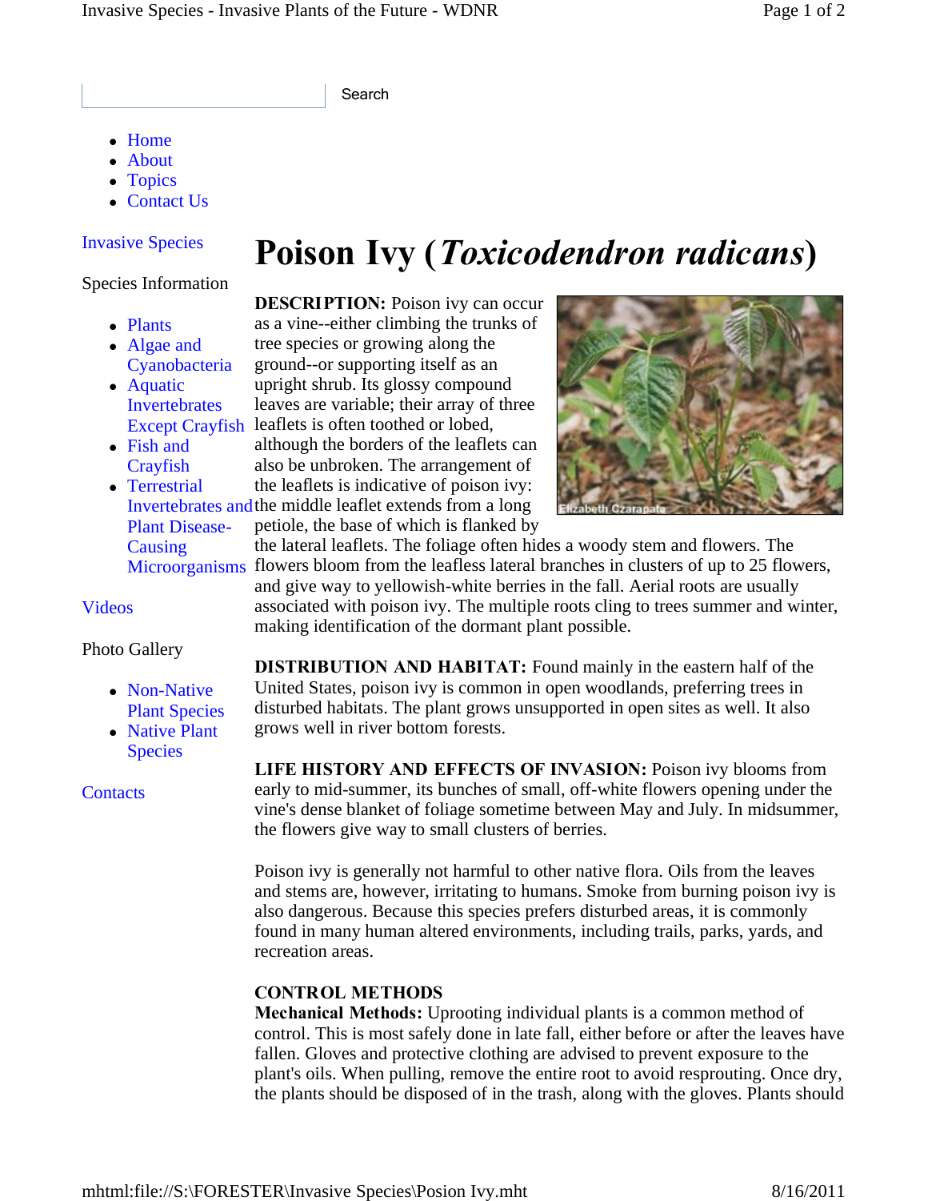Search

- Home
- About
- Topics
- Contact Us

Invasive Species

Species Information

- Plants
- Algae and Cyanobacteria
- Aquatic Invertebrates Except Crayfish
- Fish and Crayfish
- Terrestrial Invertebrates and Plant Disease-Causing Microorganisms

Videos

Photo Gallery

- Non-Native Plant Species
- Native Plant Species

Contacts

# Poison Ivy (*Toxicodendron radicans*)

**DESCRIPTION:** Poison ivy can occur as a vine--either climbing the trunks of tree species or growing along the ground--or supporting itself as an upright shrub. Its glossy compound leaves are variable; their array of three leaflets is often toothed or lobed, although the borders of the leaflets can also be unbroken. The arrangement of the leaflets is indicative of poison ivy: the middle leaflet extends from a long petiole, the base of which is flanked by the lateral leaflets. The foliage often hides a woody stem and flowers. The flowers bloom from the leafless lateral branches in clusters of up to 25 flowers, and give way to yellowish-white berries in the fall. Aerial roots are usually associated with poison ivy. The multiple roots cling to trees summer and winter, making identification of the dormant plant possible.

Elizabeth Czarapata

**DISTRIBUTION AND HABITAT:** Found mainly in the eastern half of the United States, poison ivy is common in open woodlands, preferring trees in disturbed habitats. The plant grows unsupported in open sites as well. It also grows well in river bottom forests.

**LIFE HISTORY AND EFFECTS OF INVASION:** Poison ivy blooms from early to mid-summer, its bunches of small, off-white flowers opening under the vine's dense blanket of foliage sometime between May and July. In midsummer, the flowers give way to small clusters of berries.

Poison ivy is generally not harmful to other native flora. Oils from the leaves and stems are, however, irritating to humans. Smoke from burning poison ivy is also dangerous. Because this species prefers disturbed areas, it is commonly found in many human altered environments, including trails, parks, yards, and recreation areas.

**CONTROL METHODS**

**Mechanical Methods:** Uprooting individual plants is a common method of control. This is most safely done in late fall, either before or after the leaves have fallen. Gloves and protective clothing are advised to prevent exposure to the plant's oils. When pulling, remove the entire root to avoid resprouting. Once dry, the plants should be disposed of in the trash, along with the gloves. Plants should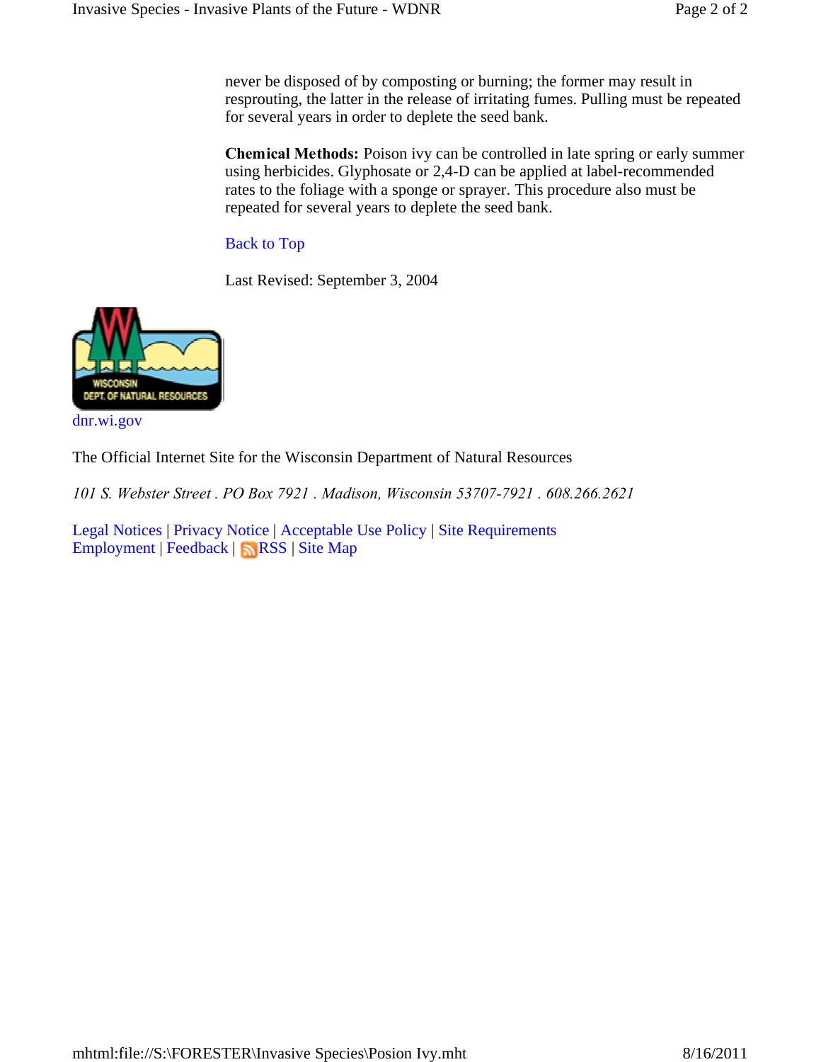never be disposed of by composting or burning; the former may result in resprouting, the latter in the release of irritating fumes. Pulling must be repeated for several years in order to deplete the seed bank.

**Chemical Methods:** Poison ivy can be controlled in late spring or early summer using herbicides. Glyphosate or 2,4-D can be applied at label-recommended rates to the foliage with a sponge or sprayer. This procedure also must be repeated for several years to deplete the seed bank.

Back to Top

Last Revised: September 3, 2004

WISCONSIN DEPT. OF NATURAL RESOURCES

dnr.wi.gov

The Official Internet Site for the Wisconsin Department of Natural Resources

*101 S. Webster Street . PO Box 7921 . Madison, Wisconsin 53707-7921 . 608.266.2621*

Legal Notices | Privacy Notice | Acceptable Use Policy | Site Requirements
Employment | Feedback | RSS | Site Map